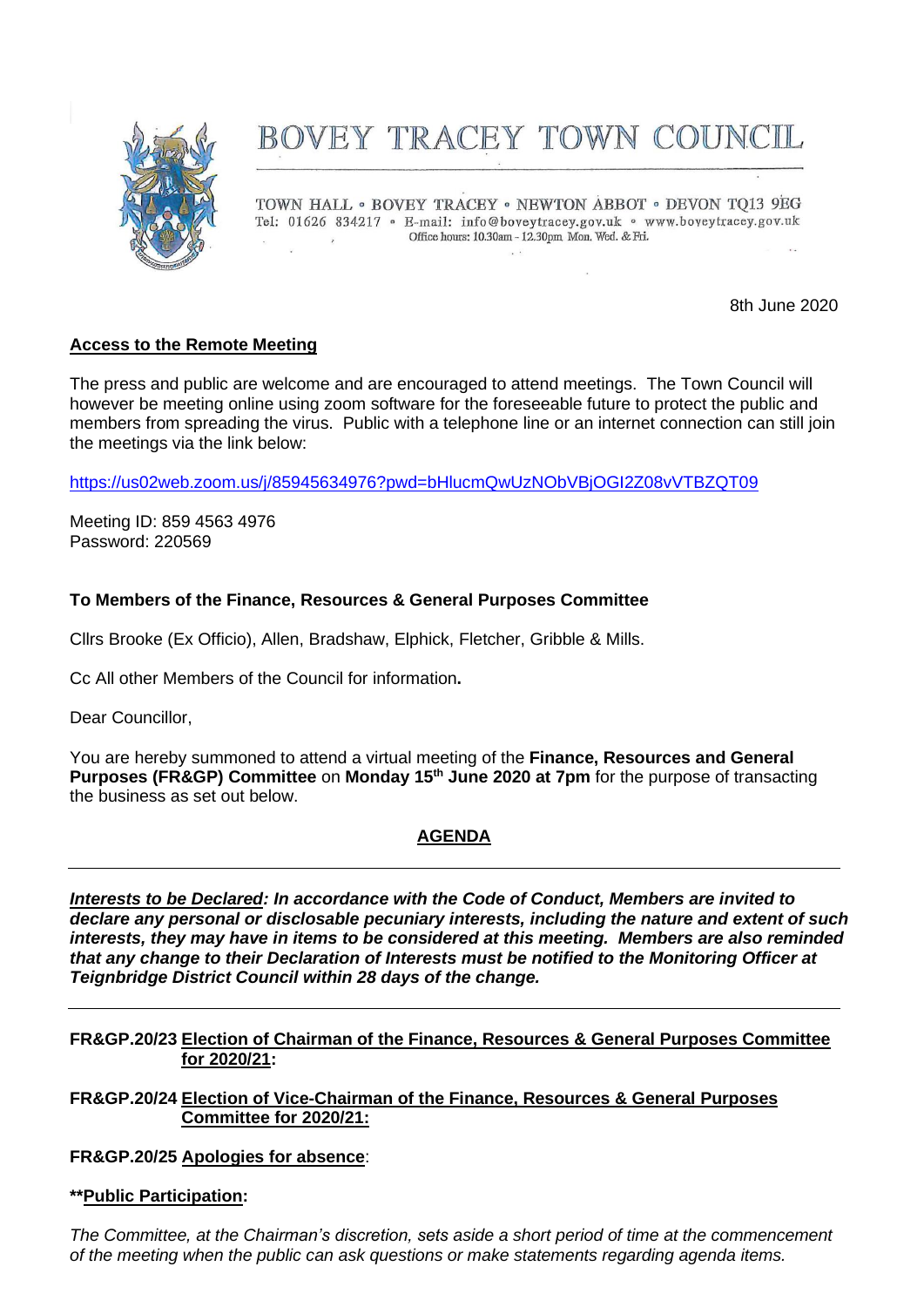# BOVEY TRACEY TOWN COUNCIL

TOWN HALL • BOVEY TRACEY • NEWTON ABBOT • DEVON TQ13 9EG
Tel: 01626 834217 • E-mail: info@boveytracey.gov.uk • www.boveytracey.gov.uk
Office hours: 10.30am - 12.30pm Mon, Wed. & Fri.

8th June 2020

**Access to the Remote Meeting**

The press and public are welcome and are encouraged to attend meetings. The Town Council will however be meeting online using zoom software for the foreseeable future to protect the public and members from spreading the virus. Public with a telephone line or an internet connection can still join the meetings via the link below:

https://us02web.zoom.us/j/85945634976?pwd=bHlucmQwUzNObVBjOGI2Z08vVTBZQT09

Meeting ID: 859 4563 4976
Password: 220569

**To Members of the Finance, Resources & General Purposes Committee**

Cllrs Brooke (Ex Officio), Allen, Bradshaw, Elphick, Fletcher, Gribble & Mills.

Cc All other Members of the Council for information**.**

Dear Councillor,

You are hereby summoned to attend a virtual meeting of the **Finance, Resources and General Purposes (FR&GP) Committee** on **Monday 15th June 2020 at 7pm** for the purpose of transacting the business as set out below.

## AGENDA

---

***Interests to be Declared: In accordance with the Code of Conduct, Members are invited to declare any personal or disclosable pecuniary interests, including the nature and extent of such interests, they may have in items to be considered at this meeting. Members are also reminded that any change to their Declaration of Interests must be notified to the Monitoring Officer at Teignbridge District Council within 28 days of the change.***

---

**FR&GP.20/23 Election of Chairman of the Finance, Resources & General Purposes Committee for 2020/21:**

**FR&GP.20/24 Election of Vice-Chairman of the Finance, Resources & General Purposes Committee for 2020/21:**

**FR&GP.20/25 Apologies for absence**:

****Public Participation:**

*The Committee, at the Chairman's discretion, sets aside a short period of time at the commencement of the meeting when the public can ask questions or make statements regarding agenda items.*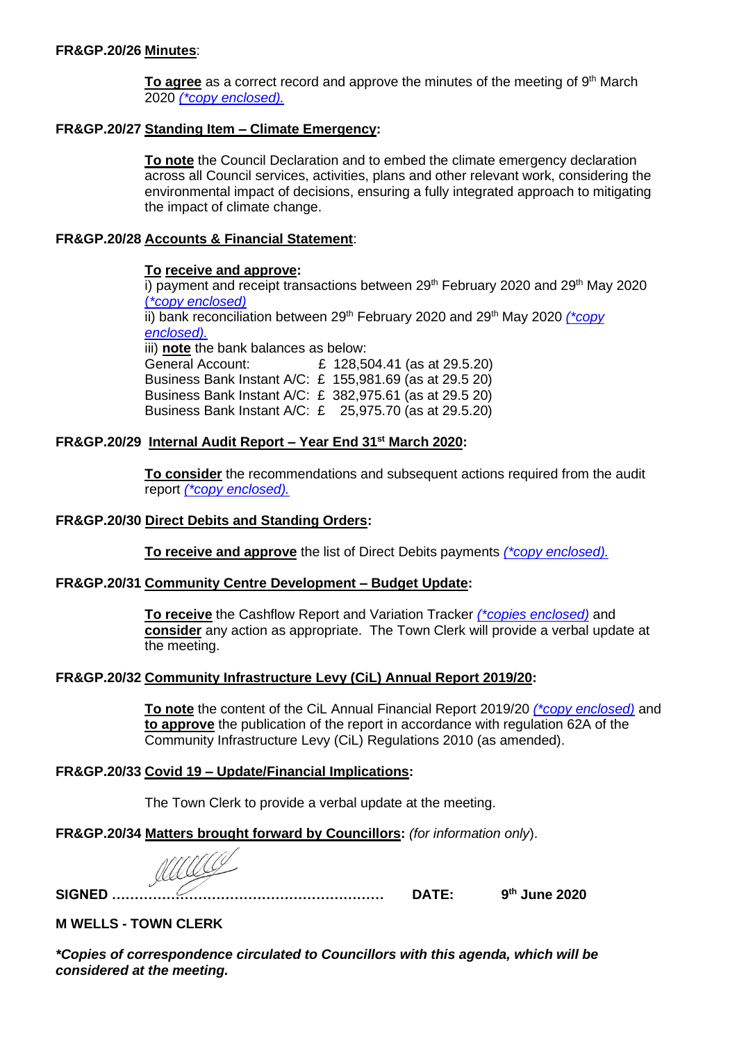**FR&GP.20/26 Minutes**:

**To agree** as a correct record and approve the minutes of the meeting of 9th March 2020 *(\*copy enclosed).*

**FR&GP.20/27 Standing Item – Climate Emergency:**

**To note** the Council Declaration and to embed the climate emergency declaration across all Council services, activities, plans and other relevant work, considering the environmental impact of decisions, ensuring a fully integrated approach to mitigating the impact of climate change.

**FR&GP.20/28 Accounts & Financial Statement**:

**To receive and approve:**
i) payment and receipt transactions between 29th February 2020 and 29th May 2020 *(\*copy enclosed)*
ii) bank reconciliation between 29th February 2020 and 29th May 2020 *(\*copy enclosed).*
iii) **note** the bank balances as below:

| | | |
|---|---|---|
| General Account: | £ 128,504.41 | (as at 29.5.20) |
| Business Bank Instant A/C: | £ 155,981.69 | (as at 29.5 20) |
| Business Bank Instant A/C: | £ 382,975.61 | (as at 29.5 20) |
| Business Bank Instant A/C: | £ 25,975.70 | (as at 29.5.20) |

**FR&GP.20/29 Internal Audit Report – Year End 31st March 2020:**

**To consider** the recommendations and subsequent actions required from the audit report *(\*copy enclosed).*

**FR&GP.20/30 Direct Debits and Standing Orders:**

**To receive and approve** the list of Direct Debits payments *(\*copy enclosed).*

**FR&GP.20/31 Community Centre Development – Budget Update:**

**To receive** the Cashflow Report and Variation Tracker *(\*copies enclosed)* and **consider** any action as appropriate. The Town Clerk will provide a verbal update at the meeting.

**FR&GP.20/32 Community Infrastructure Levy (CiL) Annual Report 2019/20:**

**To note** the content of the CiL Annual Financial Report 2019/20 *(\*copy enclosed)* and **to approve** the publication of the report in accordance with regulation 62A of the Community Infrastructure Levy (CiL) Regulations 2010 (as amended).

**FR&GP.20/33 Covid 19 – Update/Financial Implications:**

The Town Clerk to provide a verbal update at the meeting.

**FR&GP.20/34 Matters brought forward by Councillors:** *(for information only)*.

**SIGNED ……………………………………………………** **DATE: 9th June 2020**

**M WELLS - TOWN CLERK**

***\*Copies of correspondence circulated to Councillors with this agenda, which will be considered at the meeting.***